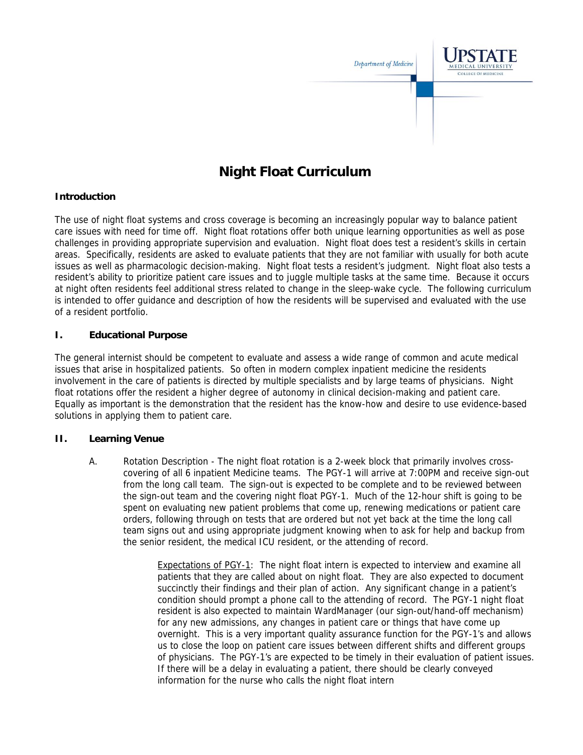# Night Float Curriculum

## Introduction

The use of night float systems and cross coverage is becoming an increasingly popular way to balance patient care issues with need for time off. Night float rotations offer both unique learning opportunities as well as pose challenges in providing appropriate supervision and evaluation. Night float does test a resident's skills in certain areas. Specifically, residents are asked to evaluate patients that they are not familiar with usually for both acute issues as well as pharmacologic decision-making. Night float tests a resident's judgment. Night float also tests a resident's ability to prioritize patient care issues and to juggle multiple tasks at the same time. Because it occurs at night often residents feel additional stress related to change in the sleep-wake cycle. The following curriculum is intended to offer guidance and description of how the residents will be supervised and evaluated with the use of a resident portfolio.

## I. Educational Purpose

The general internist should be competent to evaluate and assess a wide range of common and acute medical issues that arise in hospitalized patients. So often in modern complex inpatient medicine the residents involvement in the care of patients is directed by multiple specialists and by large teams of physicians. Night float rotations offer the resident a higher degree of autonomy in clinical decision-making and patient care. Equally as important is the demonstration that the resident has the know-how and desire to use evidence-based solutions in applying them to patient care.

## II. Learning Venue

A. Rotation Description - The night float rotation is a 2-week block that primarily involves cross-covering of all 6 inpatient Medicine teams. The PGY-1 will arrive at 7:00PM and receive sign-out from the long call team. The sign-out is expected to be complete and to be reviewed between the sign-out team and the covering night float PGY-1. Much of the 12-hour shift is going to be spent on evaluating new patient problems that come up, renewing medications or patient care orders, following through on tests that are ordered but not yet back at the time the long call team signs out and using appropriate judgment knowing when to ask for help and backup from the senior resident, the medical ICU resident, or the attending of record.

Expectations of PGY-1: The night float intern is expected to interview and examine all patients that they are called about on night float. They are also expected to document succinctly their findings and their plan of action. Any significant change in a patient's condition should prompt a phone call to the attending of record. The PGY-1 night float resident is also expected to maintain WardManager (our sign-out/hand-off mechanism) for any new admissions, any changes in patient care or things that have come up overnight. This is a very important quality assurance function for the PGY-1's and allows us to close the loop on patient care issues between different shifts and different groups of physicians. The PGY-1's are expected to be timely in their evaluation of patient issues. If there will be a delay in evaluating a patient, there should be clearly conveyed information for the nurse who calls the night float intern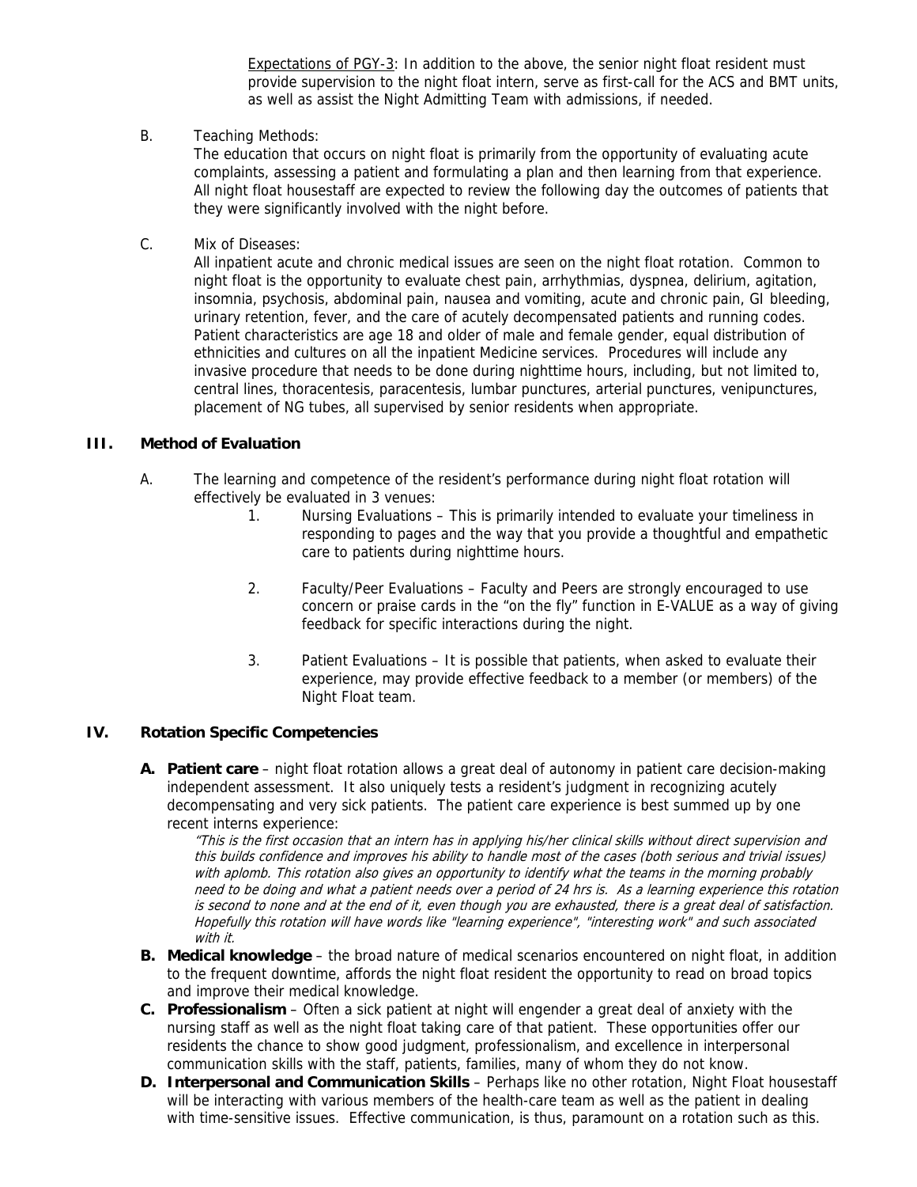Expectations of PGY-3: In addition to the above, the senior night float resident must provide supervision to the night float intern, serve as first-call for the ACS and BMT units, as well as assist the Night Admitting Team with admissions, if needed.

B. Teaching Methods:

The education that occurs on night float is primarily from the opportunity of evaluating acute complaints, assessing a patient and formulating a plan and then learning from that experience. All night float housestaff are expected to review the following day the outcomes of patients that they were significantly involved with the night before.

C. Mix of Diseases:

All inpatient acute and chronic medical issues are seen on the night float rotation. Common to night float is the opportunity to evaluate chest pain, arrhythmias, dyspnea, delirium, agitation, insomnia, psychosis, abdominal pain, nausea and vomiting, acute and chronic pain, GI bleeding, urinary retention, fever, and the care of acutely decompensated patients and running codes. Patient characteristics are age 18 and older of male and female gender, equal distribution of ethnicities and cultures on all the inpatient Medicine services. Procedures will include any invasive procedure that needs to be done during nighttime hours, including, but not limited to, central lines, thoracentesis, paracentesis, lumbar punctures, arterial punctures, venipunctures, placement of NG tubes, all supervised by senior residents when appropriate.

## III. Method of Evaluation

A. The learning and competence of the resident's performance during night float rotation will effectively be evaluated in 3 venues:

1. Nursing Evaluations – This is primarily intended to evaluate your timeliness in responding to pages and the way that you provide a thoughtful and empathetic care to patients during nighttime hours.

2. Faculty/Peer Evaluations – Faculty and Peers are strongly encouraged to use concern or praise cards in the "on the fly" function in E-VALUE as a way of giving feedback for specific interactions during the night.

3. Patient Evaluations – It is possible that patients, when asked to evaluate their experience, may provide effective feedback to a member (or members) of the Night Float team.

## IV. Rotation Specific Competencies

**A. Patient care** – night float rotation allows a great deal of autonomy in patient care decision-making independent assessment. It also uniquely tests a resident's judgment in recognizing acutely decompensating and very sick patients. The patient care experience is best summed up by one recent interns experience:

*"This is the first occasion that an intern has in applying his/her clinical skills without direct supervision and this builds confidence and improves his ability to handle most of the cases (both serious and trivial issues) with aplomb. This rotation also gives an opportunity to identify what the teams in the morning probably need to be doing and what a patient needs over a period of 24 hrs is. As a learning experience this rotation is second to none and at the end of it, even though you are exhausted, there is a great deal of satisfaction. Hopefully this rotation will have words like "learning experience", "interesting work" and such associated with it.*

**B. Medical knowledge** – the broad nature of medical scenarios encountered on night float, in addition to the frequent downtime, affords the night float resident the opportunity to read on broad topics and improve their medical knowledge.

**C. Professionalism** – Often a sick patient at night will engender a great deal of anxiety with the nursing staff as well as the night float taking care of that patient. These opportunities offer our residents the chance to show good judgment, professionalism, and excellence in interpersonal communication skills with the staff, patients, families, many of whom they do not know.

**D. Interpersonal and Communication Skills** – Perhaps like no other rotation, Night Float housestaff will be interacting with various members of the health-care team as well as the patient in dealing with time-sensitive issues. Effective communication, is thus, paramount on a rotation such as this.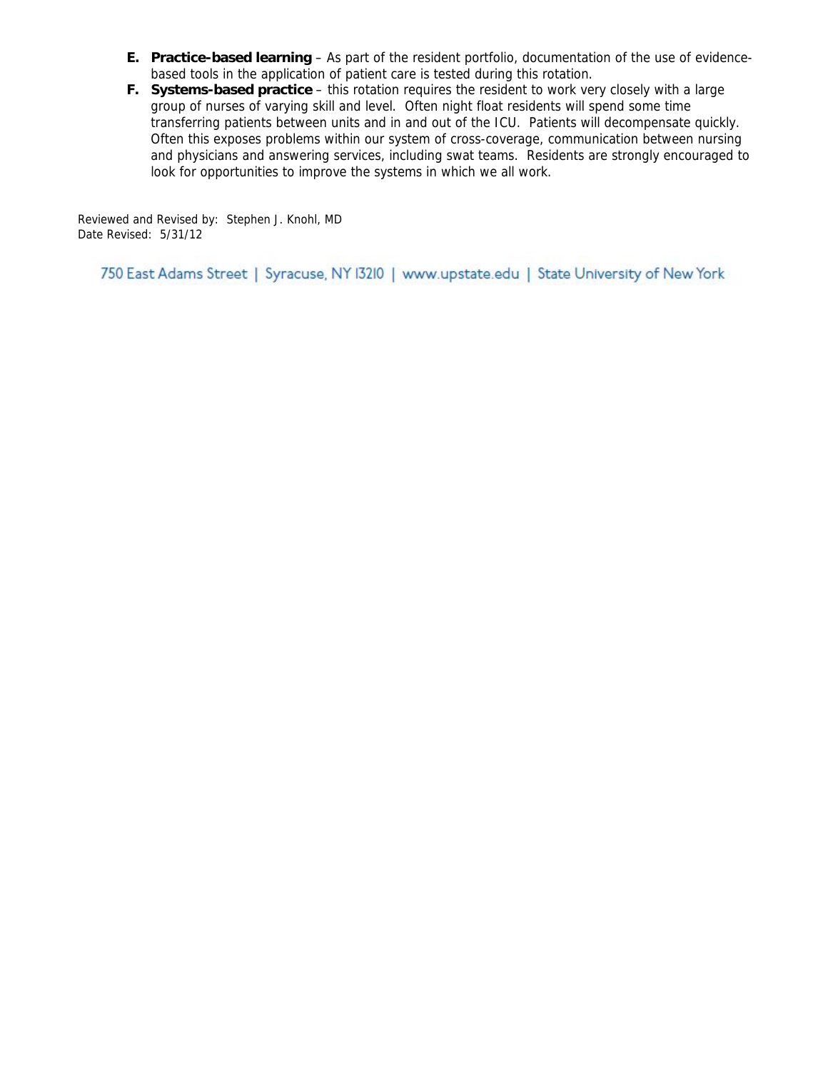E. **Practice-based learning** – As part of the resident portfolio, documentation of the use of evidence-based tools in the application of patient care is tested during this rotation.

F. **Systems-based practice** – this rotation requires the resident to work very closely with a large group of nurses of varying skill and level. Often night float residents will spend some time transferring patients between units and in and out of the ICU. Patients will decompensate quickly. Often this exposes problems within our system of cross-coverage, communication between nursing and physicians and answering services, including swat teams. Residents are strongly encouraged to look for opportunities to improve the systems in which we all work.

Reviewed and Revised by: Stephen J. Knohl, MD
Date Revised: 5/31/12